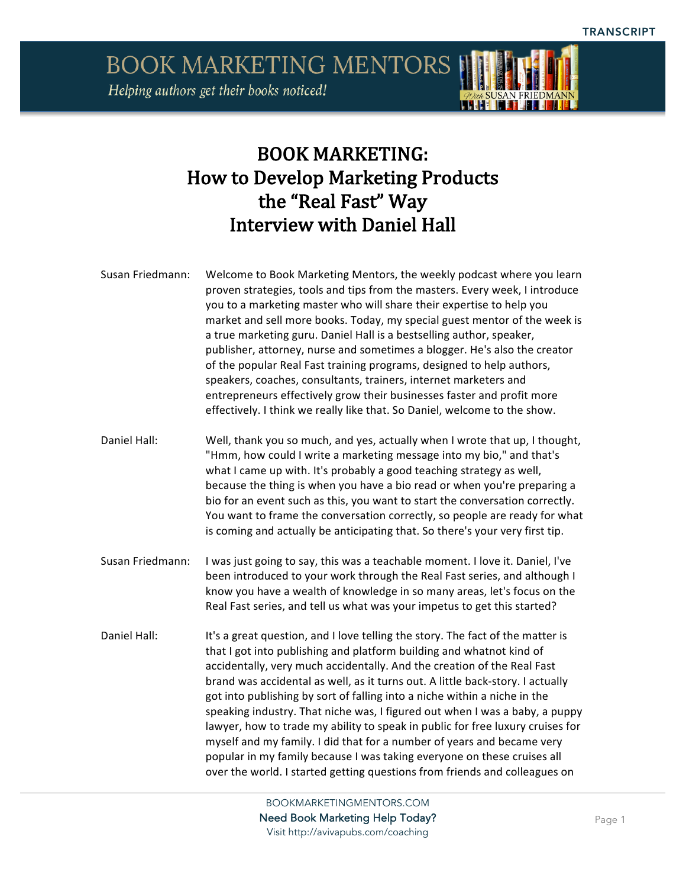# BOOK MARKETING: How to Develop Marketing Products the "Real Fast" Way
## Interview with Daniel Hall

**Susan Friedmann:** Welcome to Book Marketing Mentors, the weekly podcast where you learn proven strategies, tools and tips from the masters. Every week, I introduce you to a marketing master who will share their expertise to help you market and sell more books. Today, my special guest mentor of the week is a true marketing guru. Daniel Hall is a bestselling author, speaker, publisher, attorney, nurse and sometimes a blogger. He's also the creator of the popular Real Fast training programs, designed to help authors, speakers, coaches, consultants, trainers, internet marketers and entrepreneurs effectively grow their businesses faster and profit more effectively. I think we really like that. So Daniel, welcome to the show.

**Daniel Hall:** Well, thank you so much, and yes, actually when I wrote that up, I thought, "Hmm, how could I write a marketing message into my bio," and that's what I came up with. It's probably a good teaching strategy as well, because the thing is when you have a bio read or when you're preparing a bio for an event such as this, you want to start the conversation correctly. You want to frame the conversation correctly, so people are ready for what is coming and actually be anticipating that. So there's your very first tip.

**Susan Friedmann:** I was just going to say, this was a teachable moment. I love it. Daniel, I've been introduced to your work through the Real Fast series, and although I know you have a wealth of knowledge in so many areas, let's focus on the Real Fast series, and tell us what was your impetus to get this started?

**Daniel Hall:** It's a great question, and I love telling the story. The fact of the matter is that I got into publishing and platform building and whatnot kind of accidentally, very much accidentally. And the creation of the Real Fast brand was accidental as well, as it turns out. A little back-story. I actually got into publishing by sort of falling into a niche within a niche in the speaking industry. That niche was, I figured out when I was a baby, a puppy lawyer, how to trade my ability to speak in public for free luxury cruises for myself and my family. I did that for a number of years and became very popular in my family because I was taking everyone on these cruises all over the world. I started getting questions from friends and colleagues on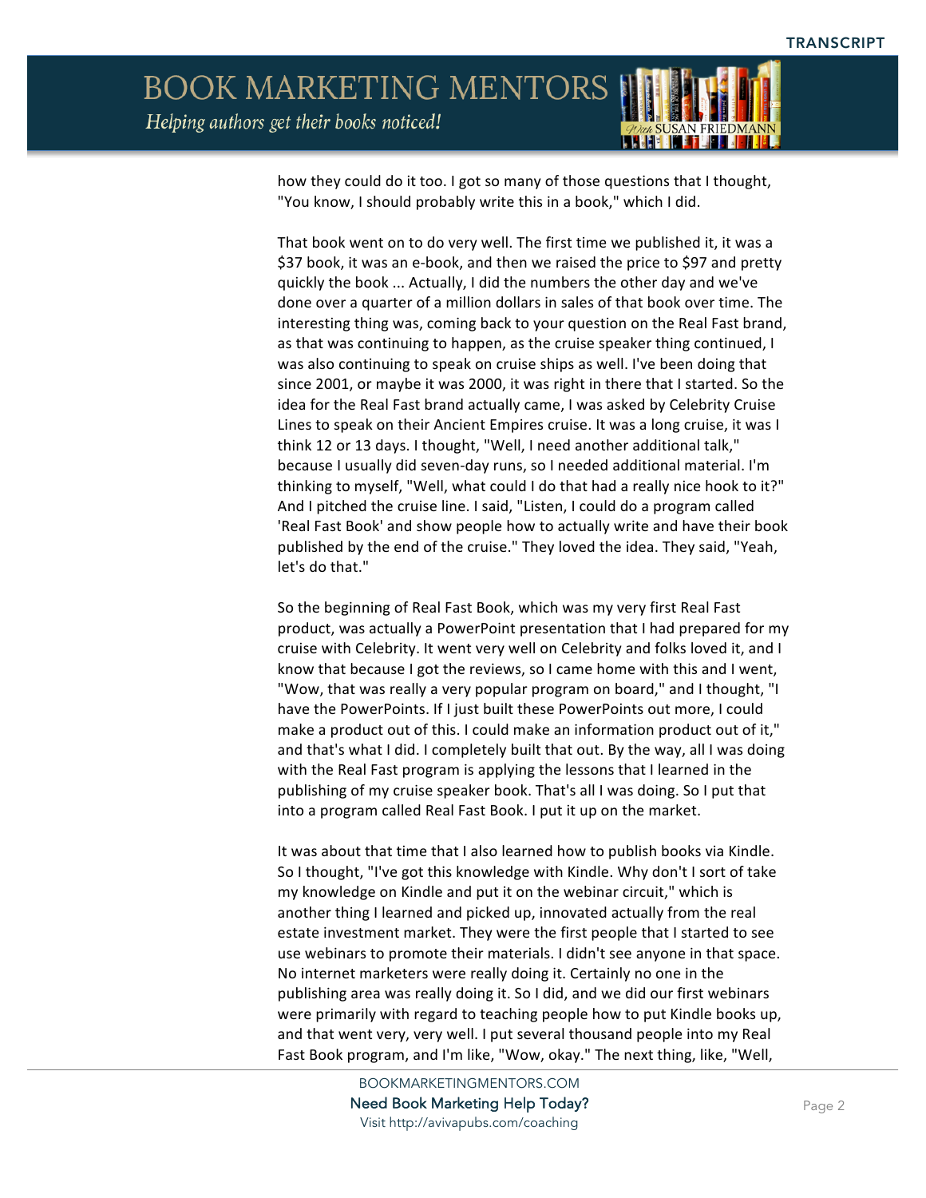how they could do it too. I got so many of those questions that I thought, "You know, I should probably write this in a book," which I did.

That book went on to do very well. The first time we published it, it was a $37 book, it was an e-book, and then we raised the price to $97 and pretty quickly the book ... Actually, I did the numbers the other day and we've done over a quarter of a million dollars in sales of that book over time. The interesting thing was, coming back to your question on the Real Fast brand, as that was continuing to happen, as the cruise speaker thing continued, I was also continuing to speak on cruise ships as well. I've been doing that since 2001, or maybe it was 2000, it was right in there that I started. So the idea for the Real Fast brand actually came, I was asked by Celebrity Cruise Lines to speak on their Ancient Empires cruise. It was a long cruise, it was I think 12 or 13 days. I thought, "Well, I need another additional talk," because I usually did seven-day runs, so I needed additional material. I'm thinking to myself, "Well, what could I do that had a really nice hook to it?" And I pitched the cruise line. I said, "Listen, I could do a program called 'Real Fast Book' and show people how to actually write and have their book published by the end of the cruise." They loved the idea. They said, "Yeah, let's do that."

So the beginning of Real Fast Book, which was my very first Real Fast product, was actually a PowerPoint presentation that I had prepared for my cruise with Celebrity. It went very well on Celebrity and folks loved it, and I know that because I got the reviews, so I came home with this and I went, "Wow, that was really a very popular program on board," and I thought, "I have the PowerPoints. If I just built these PowerPoints out more, I could make a product out of this. I could make an information product out of it," and that's what I did. I completely built that out. By the way, all I was doing with the Real Fast program is applying the lessons that I learned in the publishing of my cruise speaker book. That's all I was doing. So I put that into a program called Real Fast Book. I put it up on the market.

It was about that time that I also learned how to publish books via Kindle. So I thought, "I've got this knowledge with Kindle. Why don't I sort of take my knowledge on Kindle and put it on the webinar circuit," which is another thing I learned and picked up, innovated actually from the real estate investment market. They were the first people that I started to see use webinars to promote their materials. I didn't see anyone in that space. No internet marketers were really doing it. Certainly no one in the publishing area was really doing it. So I did, and we did our first webinars were primarily with regard to teaching people how to put Kindle books up, and that went very, very well. I put several thousand people into my Real Fast Book program, and I'm like, "Wow, okay." The next thing, like, "Well,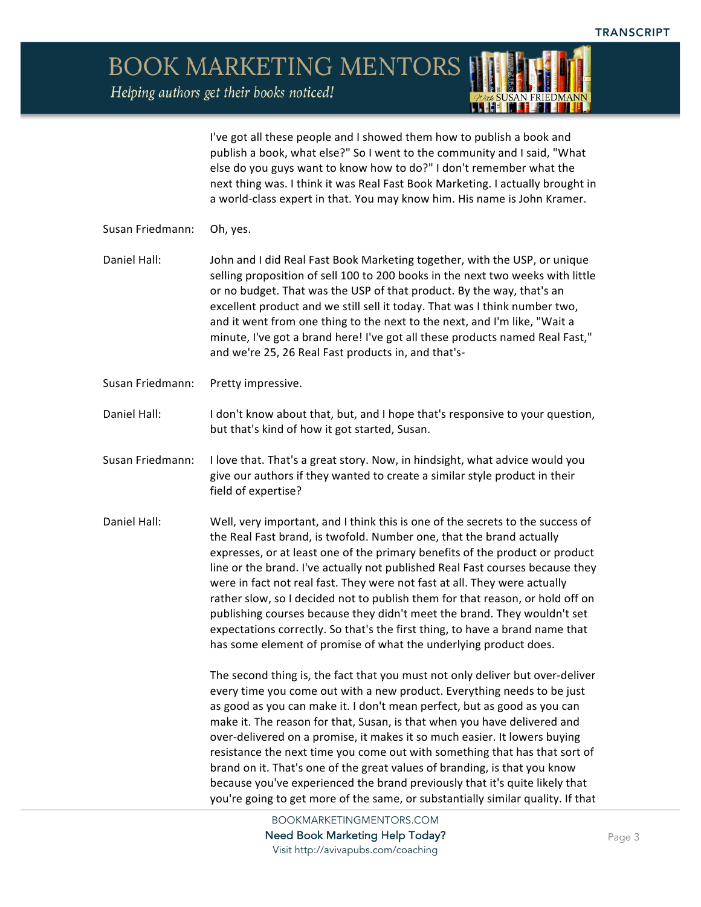I've got all these people and I showed them how to publish a book and publish a book, what else?" So I went to the community and I said, "What else do you guys want to know how to do?" I don't remember what the next thing was. I think it was Real Fast Book Marketing. I actually brought in a world-class expert in that. You may know him. His name is John Kramer.

**Susan Friedmann:** Oh, yes.

**Daniel Hall:** John and I did Real Fast Book Marketing together, with the USP, or unique selling proposition of sell 100 to 200 books in the next two weeks with little or no budget. That was the USP of that product. By the way, that's an excellent product and we still sell it today. That was I think number two, and it went from one thing to the next to the next, and I'm like, "Wait a minute, I've got a brand here! I've got all these products named Real Fast," and we're 25, 26 Real Fast products in, and that's-

**Susan Friedmann:** Pretty impressive.

**Daniel Hall:** I don't know about that, but, and I hope that's responsive to your question, but that's kind of how it got started, Susan.

**Susan Friedmann:** I love that. That's a great story. Now, in hindsight, what advice would you give our authors if they wanted to create a similar style product in their field of expertise?

**Daniel Hall:** Well, very important, and I think this is one of the secrets to the success of the Real Fast brand, is twofold. Number one, that the brand actually expresses, or at least one of the primary benefits of the product or product line or the brand. I've actually not published Real Fast courses because they were in fact not real fast. They were not fast at all. They were actually rather slow, so I decided not to publish them for that reason, or hold off on publishing courses because they didn't meet the brand. They wouldn't set expectations correctly. So that's the first thing, to have a brand name that has some element of promise of what the underlying product does.

The second thing is, the fact that you must not only deliver but over-deliver every time you come out with a new product. Everything needs to be just as good as you can make it. I don't mean perfect, but as good as you can make it. The reason for that, Susan, is that when you have delivered and over-delivered on a promise, it makes it so much easier. It lowers buying resistance the next time you come out with something that has that sort of brand on it. That's one of the great values of branding, is that you know because you've experienced the brand previously that it's quite likely that you're going to get more of the same, or substantially similar quality. If that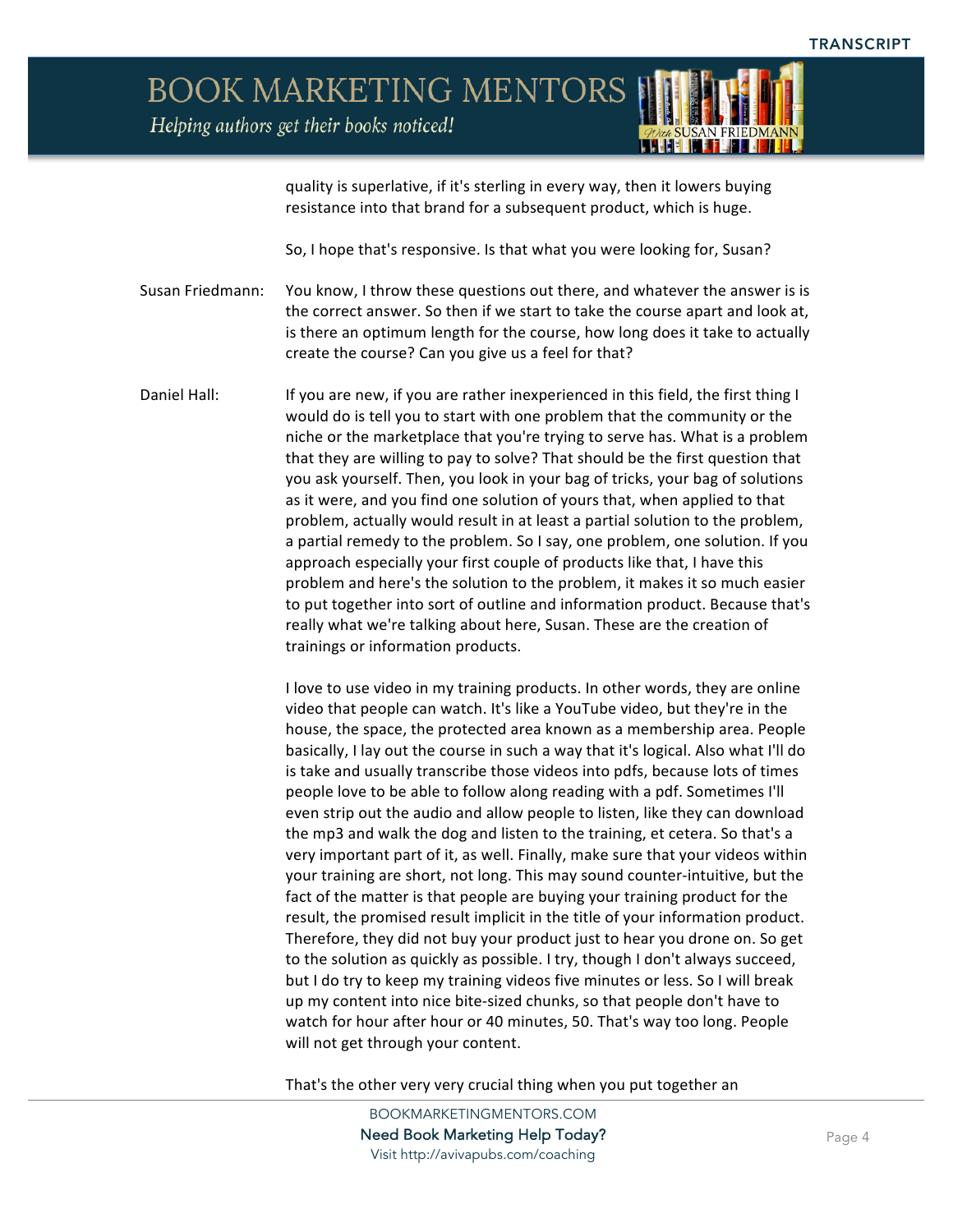quality is superlative, if it's sterling in every way, then it lowers buying resistance into that brand for a subsequent product, which is huge.

So, I hope that's responsive. Is that what you were looking for, Susan?

Susan Friedmann: You know, I throw these questions out there, and whatever the answer is is the correct answer. So then if we start to take the course apart and look at, is there an optimum length for the course, how long does it take to actually create the course? Can you give us a feel for that?

Daniel Hall: If you are new, if you are rather inexperienced in this field, the first thing I would do is tell you to start with one problem that the community or the niche or the marketplace that you're trying to serve has. What is a problem that they are willing to pay to solve? That should be the first question that you ask yourself. Then, you look in your bag of tricks, your bag of solutions as it were, and you find one solution of yours that, when applied to that problem, actually would result in at least a partial solution to the problem, a partial remedy to the problem. So I say, one problem, one solution. If you approach especially your first couple of products like that, I have this problem and here's the solution to the problem, it makes it so much easier to put together into sort of outline and information product. Because that's really what we're talking about here, Susan. These are the creation of trainings or information products.

I love to use video in my training products. In other words, they are online video that people can watch. It's like a YouTube video, but they're in the house, the space, the protected area known as a membership area. People basically, I lay out the course in such a way that it's logical. Also what I'll do is take and usually transcribe those videos into pdfs, because lots of times people love to be able to follow along reading with a pdf. Sometimes I'll even strip out the audio and allow people to listen, like they can download the mp3 and walk the dog and listen to the training, et cetera. So that's a very important part of it, as well. Finally, make sure that your videos within your training are short, not long. This may sound counter-intuitive, but the fact of the matter is that people are buying your training product for the result, the promised result implicit in the title of your information product. Therefore, they did not buy your product just to hear you drone on. So get to the solution as quickly as possible. I try, though I don't always succeed, but I do try to keep my training videos five minutes or less. So I will break up my content into nice bite-sized chunks, so that people don't have to watch for hour after hour or 40 minutes, 50. That's way too long. People will not get through your content.

That's the other very very crucial thing when you put together an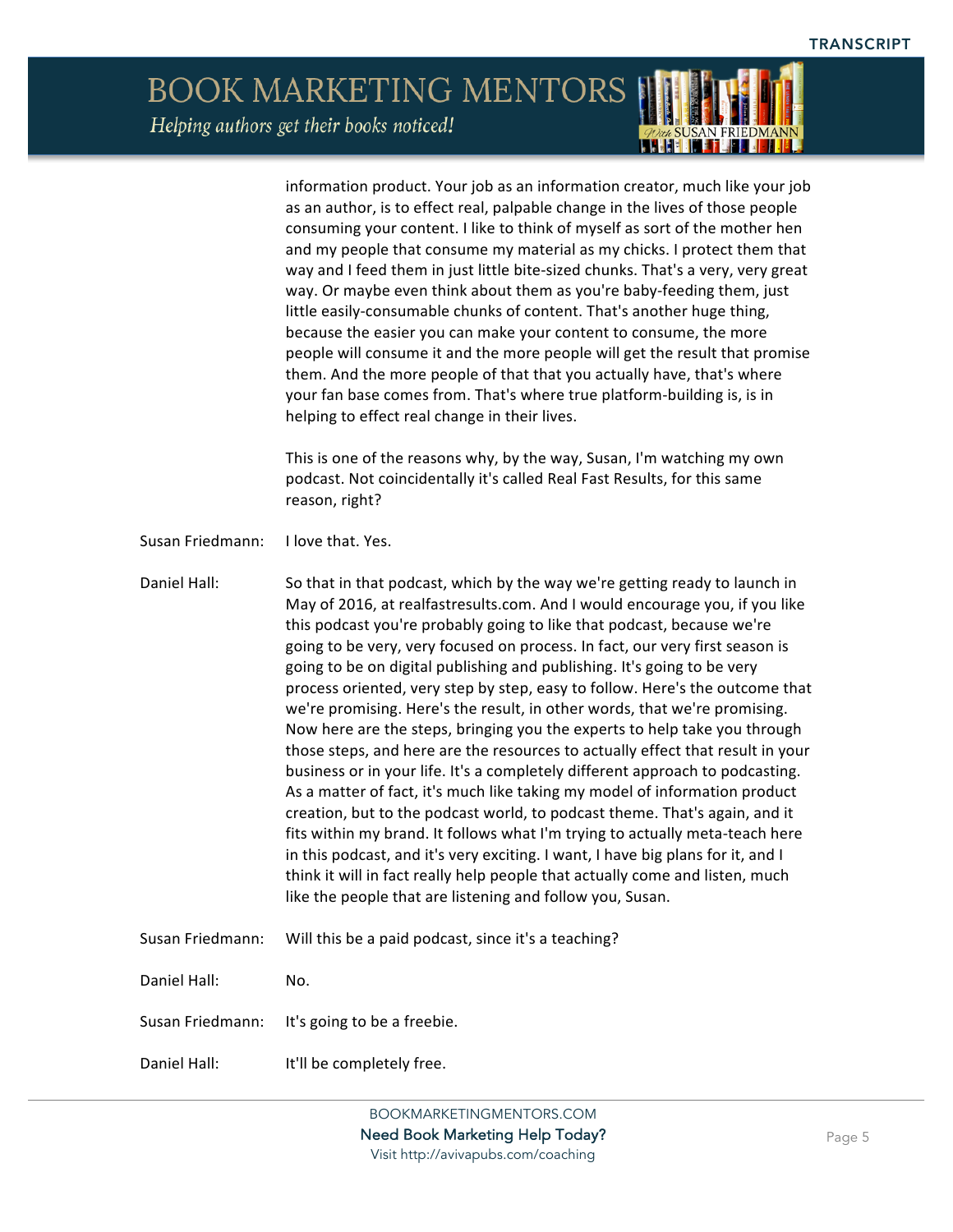information product. Your job as an information creator, much like your job as an author, is to effect real, palpable change in the lives of those people consuming your content. I like to think of myself as sort of the mother hen and my people that consume my material as my chicks. I protect them that way and I feed them in just little bite-sized chunks. That's a very, very great way. Or maybe even think about them as you're baby-feeding them, just little easily-consumable chunks of content. That's another huge thing, because the easier you can make your content to consume, the more people will consume it and the more people will get the result that promise them. And the more people of that that you actually have, that's where your fan base comes from. That's where true platform-building is, is in helping to effect real change in their lives.

This is one of the reasons why, by the way, Susan, I'm watching my own podcast. Not coincidentally it's called Real Fast Results, for this same reason, right?

**Susan Friedmann:** I love that. Yes.

**Daniel Hall:** So that in that podcast, which by the way we're getting ready to launch in May of 2016, at realfastresults.com. And I would encourage you, if you like this podcast you're probably going to like that podcast, because we're going to be very, very focused on process. In fact, our very first season is going to be on digital publishing and publishing. It's going to be very process oriented, very step by step, easy to follow. Here's the outcome that we're promising. Here's the result, in other words, that we're promising. Now here are the steps, bringing you the experts to help take you through those steps, and here are the resources to actually effect that result in your business or in your life. It's a completely different approach to podcasting. As a matter of fact, it's much like taking my model of information product creation, but to the podcast world, to podcast theme. That's again, and it fits within my brand. It follows what I'm trying to actually meta-teach here in this podcast, and it's very exciting. I want, I have big plans for it, and I think it will in fact really help people that actually come and listen, much like the people that are listening and follow you, Susan.

**Susan Friedmann:** Will this be a paid podcast, since it's a teaching?

**Daniel Hall:** No.

**Susan Friedmann:** It's going to be a freebie.

**Daniel Hall:** It'll be completely free.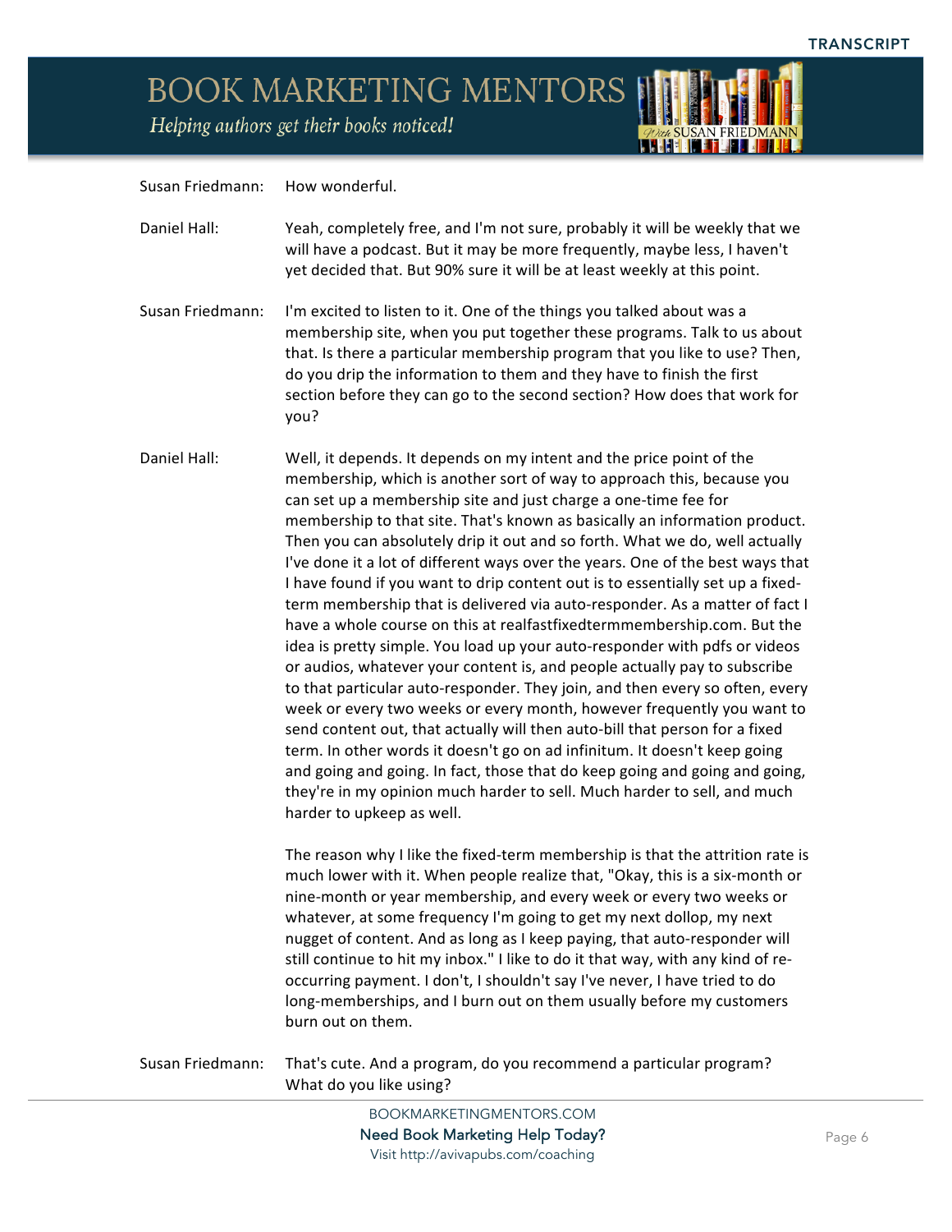**Susan Friedmann:** How wonderful.

**Daniel Hall:** Yeah, completely free, and I'm not sure, probably it will be weekly that we will have a podcast. But it may be more frequently, maybe less, I haven't yet decided that. But 90% sure it will be at least weekly at this point.

**Susan Friedmann:** I'm excited to listen to it. One of the things you talked about was a membership site, when you put together these programs. Talk to us about that. Is there a particular membership program that you like to use? Then, do you drip the information to them and they have to finish the first section before they can go to the second section? How does that work for you?

**Daniel Hall:** Well, it depends. It depends on my intent and the price point of the membership, which is another sort of way to approach this, because you can set up a membership site and just charge a one-time fee for membership to that site. That's known as basically an information product. Then you can absolutely drip it out and so forth. What we do, well actually I've done it a lot of different ways over the years. One of the best ways that I have found if you want to drip content out is to essentially set up a fixed-term membership that is delivered via auto-responder. As a matter of fact I have a whole course on this at realfastfixedtermmembership.com. But the idea is pretty simple. You load up your auto-responder with pdfs or videos or audios, whatever your content is, and people actually pay to subscribe to that particular auto-responder. They join, and then every so often, every week or every two weeks or every month, however frequently you want to send content out, that actually will then auto-bill that person for a fixed term. In other words it doesn't go on ad infinitum. It doesn't keep going and going and going. In fact, those that do keep going and going and going, they're in my opinion much harder to sell. Much harder to sell, and much harder to upkeep as well.

The reason why I like the fixed-term membership is that the attrition rate is much lower with it. When people realize that, "Okay, this is a six-month or nine-month or year membership, and every week or every two weeks or whatever, at some frequency I'm going to get my next dollop, my next nugget of content. And as long as I keep paying, that auto-responder will still continue to hit my inbox." I like to do it that way, with any kind of re-occurring payment. I don't, I shouldn't say I've never, I have tried to do long-memberships, and I burn out on them usually before my customers burn out on them.

**Susan Friedmann:** That's cute. And a program, do you recommend a particular program? What do you like using?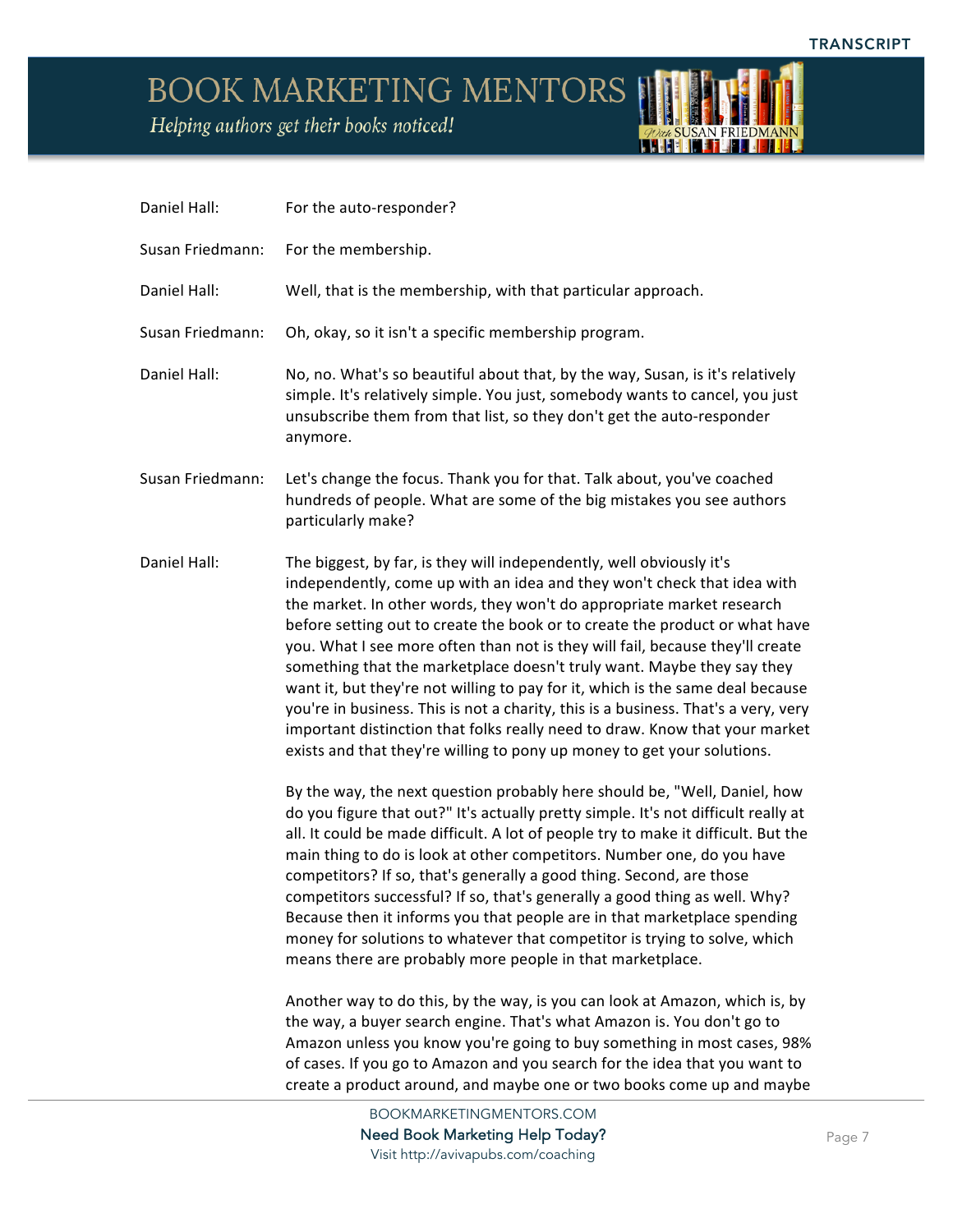**Daniel Hall:** For the auto-responder?

**Susan Friedmann:** For the membership.

**Daniel Hall:** Well, that is the membership, with that particular approach.

**Susan Friedmann:** Oh, okay, so it isn't a specific membership program.

**Daniel Hall:** No, no. What's so beautiful about that, by the way, Susan, is it's relatively simple. It's relatively simple. You just, somebody wants to cancel, you just unsubscribe them from that list, so they don't get the auto-responder anymore.

**Susan Friedmann:** Let's change the focus. Thank you for that. Talk about, you've coached hundreds of people. What are some of the big mistakes you see authors particularly make?

**Daniel Hall:** The biggest, by far, is they will independently, well obviously it's independently, come up with an idea and they won't check that idea with the market. In other words, they won't do appropriate market research before setting out to create the book or to create the product or what have you. What I see more often than not is they will fail, because they'll create something that the marketplace doesn't truly want. Maybe they say they want it, but they're not willing to pay for it, which is the same deal because you're in business. This is not a charity, this is a business. That's a very, very important distinction that folks really need to draw. Know that your market exists and that they're willing to pony up money to get your solutions.

By the way, the next question probably here should be, "Well, Daniel, how do you figure that out?" It's actually pretty simple. It's not difficult really at all. It could be made difficult. A lot of people try to make it difficult. But the main thing to do is look at other competitors. Number one, do you have competitors? If so, that's generally a good thing. Second, are those competitors successful? If so, that's generally a good thing as well. Why? Because then it informs you that people are in that marketplace spending money for solutions to whatever that competitor is trying to solve, which means there are probably more people in that marketplace.

Another way to do this, by the way, is you can look at Amazon, which is, by the way, a buyer search engine. That's what Amazon is. You don't go to Amazon unless you know you're going to buy something in most cases, 98% of cases. If you go to Amazon and you search for the idea that you want to create a product around, and maybe one or two books come up and maybe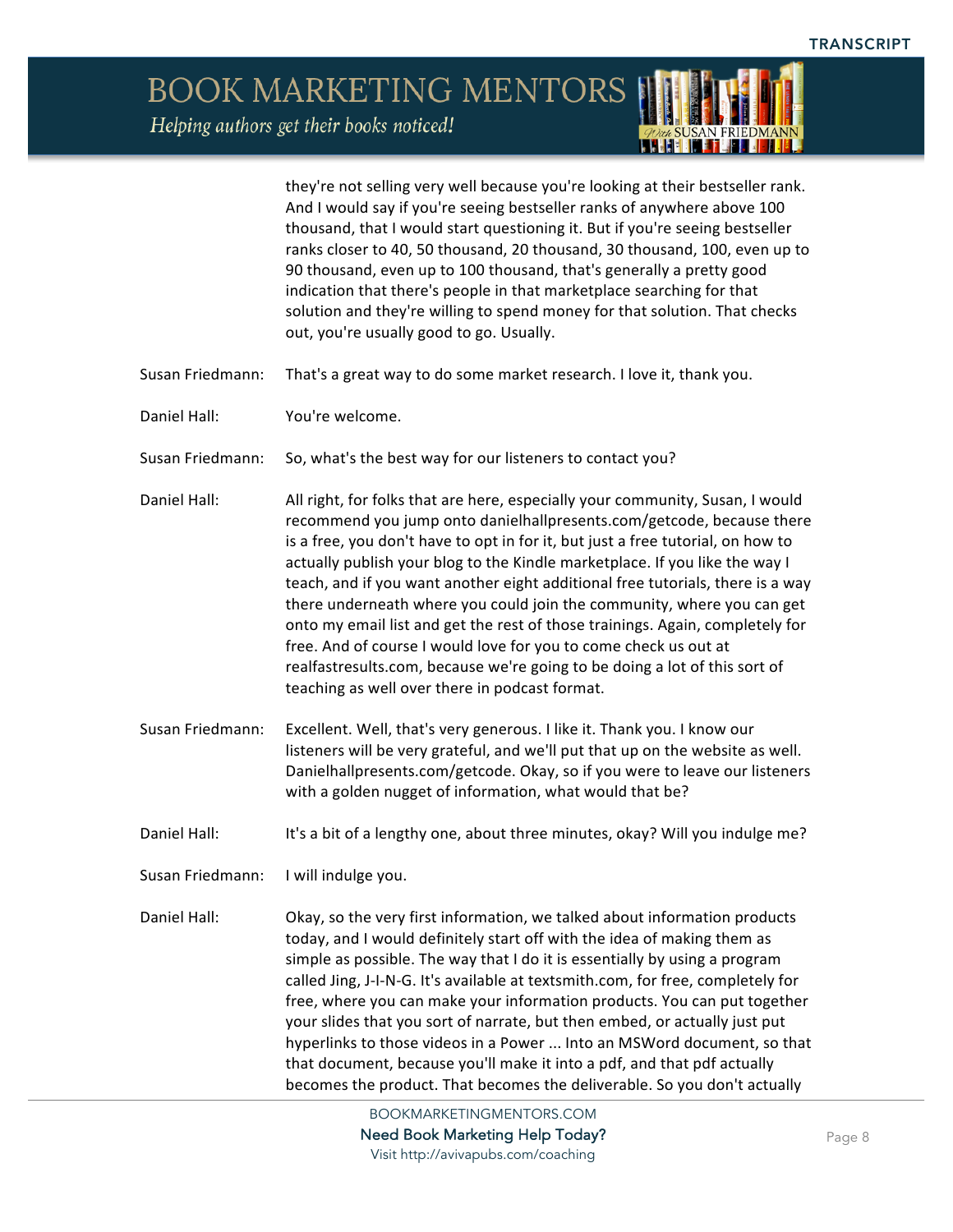they're not selling very well because you're looking at their bestseller rank. And I would say if you're seeing bestseller ranks of anywhere above 100 thousand, that I would start questioning it. But if you're seeing bestseller ranks closer to 40, 50 thousand, 20 thousand, 30 thousand, 100, even up to 90 thousand, even up to 100 thousand, that's generally a pretty good indication that there's people in that marketplace searching for that solution and they're willing to spend money for that solution. That checks out, you're usually good to go. Usually.

Susan Friedmann: That's a great way to do some market research. I love it, thank you.

Daniel Hall: You're welcome.

Susan Friedmann: So, what's the best way for our listeners to contact you?

Daniel Hall: All right, for folks that are here, especially your community, Susan, I would recommend you jump onto danielhallpresents.com/getcode, because there is a free, you don't have to opt in for it, but just a free tutorial, on how to actually publish your blog to the Kindle marketplace. If you like the way I teach, and if you want another eight additional free tutorials, there is a way there underneath where you could join the community, where you can get onto my email list and get the rest of those trainings. Again, completely for free. And of course I would love for you to come check us out at realfastresults.com, because we're going to be doing a lot of this sort of teaching as well over there in podcast format.

Susan Friedmann: Excellent. Well, that's very generous. I like it. Thank you. I know our listeners will be very grateful, and we'll put that up on the website as well. Danielhallpresents.com/getcode. Okay, so if you were to leave our listeners with a golden nugget of information, what would that be?

Daniel Hall: It's a bit of a lengthy one, about three minutes, okay? Will you indulge me?

Susan Friedmann: I will indulge you.

Daniel Hall: Okay, so the very first information, we talked about information products today, and I would definitely start off with the idea of making them as simple as possible. The way that I do it is essentially by using a program called Jing, J-I-N-G. It's available at textsmith.com, for free, completely for free, where you can make your information products. You can put together your slides that you sort of narrate, but then embed, or actually just put hyperlinks to those videos in a Power ... Into an MSWord document, so that that document, because you'll make it into a pdf, and that pdf actually becomes the product. That becomes the deliverable. So you don't actually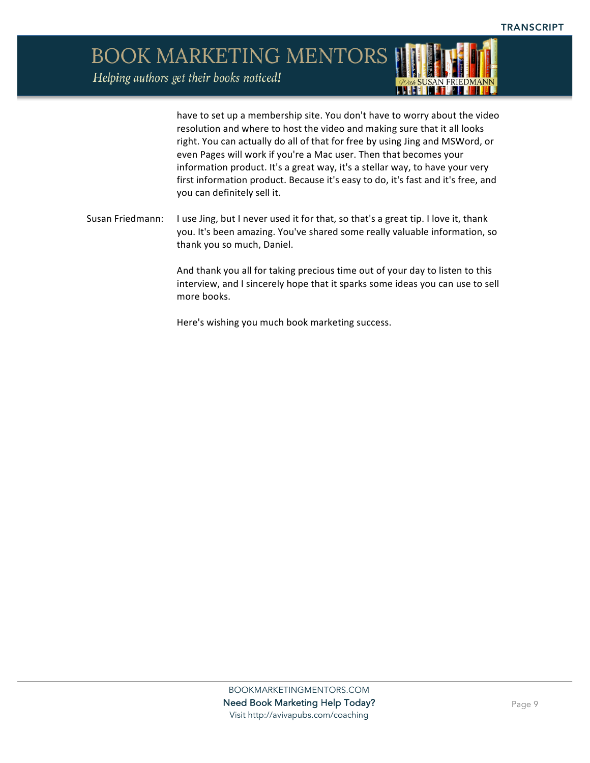have to set up a membership site. You don't have to worry about the video resolution and where to host the video and making sure that it all looks right. You can actually do all of that for free by using Jing and MSWord, or even Pages will work if you're a Mac user. Then that becomes your information product. It's a great way, it's a stellar way, to have your very first information product. Because it's easy to do, it's fast and it's free, and you can definitely sell it.

Susan Friedmann: I use Jing, but I never used it for that, so that's a great tip. I love it, thank you. It's been amazing. You've shared some really valuable information, so thank you so much, Daniel.

And thank you all for taking precious time out of your day to listen to this interview, and I sincerely hope that it sparks some ideas you can use to sell more books.

Here's wishing you much book marketing success.